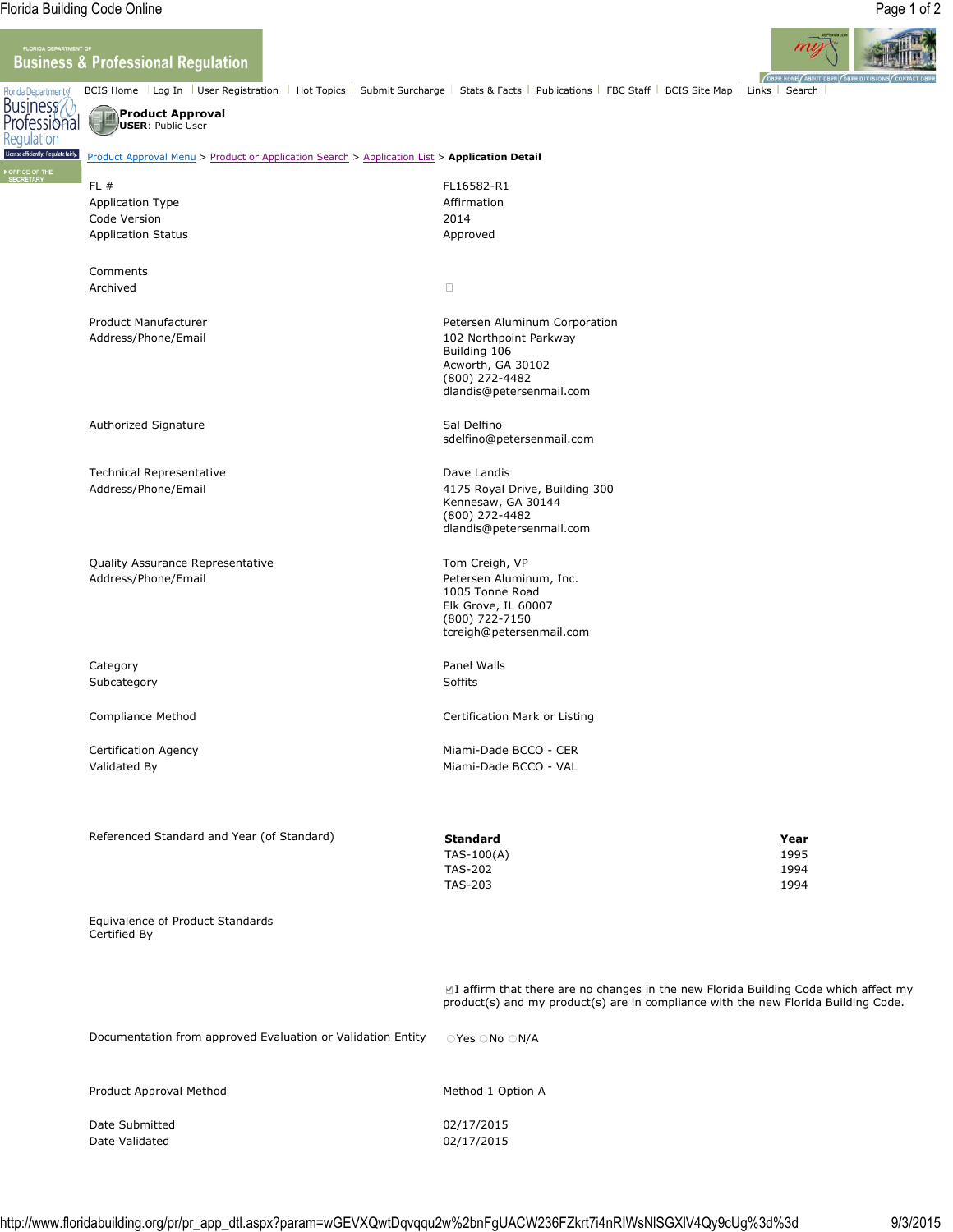Florida Department of Business & Professional Regulation

BCIS Home | Log In | User Registration | Hot Topics | Submit Surcharge | Stats & Facts | Publications | FBC Staff | BCIS Site Map | Links | Search

**Product Approval**
**USER**: Public User

Product Approval Menu > Product or Application Search > Application List > **Application Detail**

| | |
|---|---|
| FL # | FL16582-R1 |
| Application Type | Affirmation |
| Code Version | 2014 |
| Application Status | Approved |
| Comments | |
| Archived | ☐ |
| Product Manufacturer<br>Address/Phone/Email | Petersen Aluminum Corporation<br>102 Northpoint Parkway<br>Building 106<br>Acworth, GA 30102<br>(800) 272-4482<br>dlandis@petersenmail.com |
| Authorized Signature | Sal Delfino<br>sdelfino@petersenmail.com |
| Technical Representative<br>Address/Phone/Email | Dave Landis<br>4175 Royal Drive, Building 300<br>Kennesaw, GA 30144<br>(800) 272-4482<br>dlandis@petersenmail.com |
| Quality Assurance Representative<br>Address/Phone/Email | Tom Creigh, VP<br>Petersen Aluminum, Inc.<br>1005 Tonne Road<br>Elk Grove, IL 60007<br>(800) 722-7150<br>tcreigh@petersenmail.com |
| Category | Panel Walls |
| Subcategory | Soffits |
| Compliance Method | Certification Mark or Listing |
| Certification Agency | Miami-Dade BCCO - CER |
| Validated By | Miami-Dade BCCO - VAL |

Referenced Standard and Year (of Standard)

| Standard | Year |
|---|---|
| TAS-100(A) | 1995 |
| TAS-202 | 1994 |
| TAS-203 | 1994 |

Equivalence of Product Standards Certified By

☑ I affirm that there are no changes in the new Florida Building Code which affect my product(s) and my product(s) are in compliance with the new Florida Building Code.

| | |
|---|---|
| Documentation from approved Evaluation or Validation Entity | ○ Yes ○ No ○ N/A |
| Product Approval Method | Method 1 Option A |
| Date Submitted | 02/17/2015 |
| Date Validated | 02/17/2015 |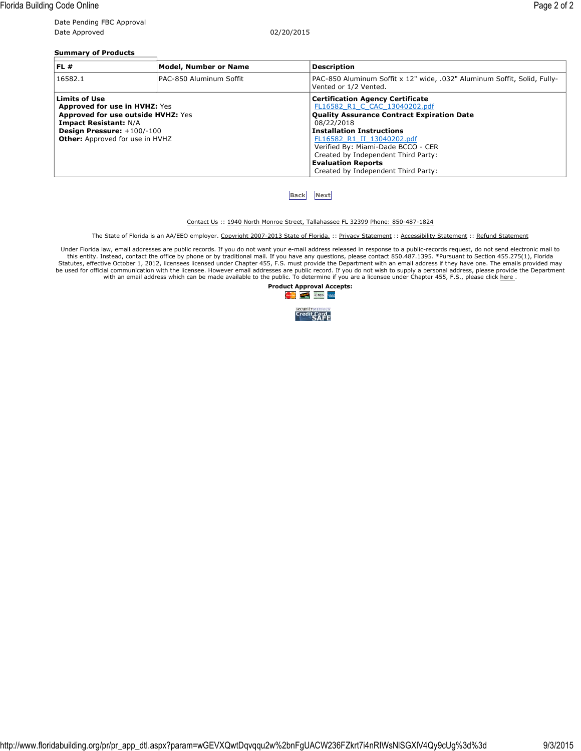Date Pending FBC Approval

Date Approved 02/20/2015

**Summary of Products**

| FL # | Model, Number or Name | Description |
|---|---|---|
| 16582.1 | PAC-850 Aluminum Soffit | PAC-850 Aluminum Soffit x 12" wide, .032" Aluminum Soffit, Solid, Fully-Vented or 1/2 Vented. |
| **Limits of Use**<br>**Approved for use in HVHZ:** Yes<br>**Approved for use outside HVHZ:** Yes<br>**Impact Resistant:** N/A<br>**Design Pressure:** +100/-100<br>**Other:** Approved for use in HVHZ | | **Certification Agency Certificate**<br>FL16582_R1_C_CAC_13040202.pdf<br>**Quality Assurance Contract Expiration Date**<br>08/22/2018<br>**Installation Instructions**<br>FL16582_R1_II_13040202.pdf<br>Verified By: Miami-Dade BCCO - CER<br>Created by Independent Third Party:<br>**Evaluation Reports**<br>Created by Independent Third Party: |

Back Next

Contact Us :: 1940 North Monroe Street, Tallahassee FL 32399 Phone: 850-487-1824

The State of Florida is an AA/EEO employer. Copyright 2007-2013 State of Florida. :: Privacy Statement :: Accessibility Statement :: Refund Statement

Under Florida law, email addresses are public records. If you do not want your e-mail address released in response to a public-records request, do not send electronic mail to this entity. Instead, contact the office by phone or by traditional mail. If you have any questions, please contact 850.487.1395. *Pursuant to Section 455.275(1), Florida Statutes, effective October 1, 2012, licensees licensed under Chapter 455, F.S. must provide the Department with an email address if they have one. The emails provided may be used for official communication with the licensee. However email addresses are public record. If you do not wish to supply a personal address, please provide the Department with an email address which can be made available to the public. To determine if you are a licensee under Chapter 455, F.S., please click here .

**Product Approval Accepts:**